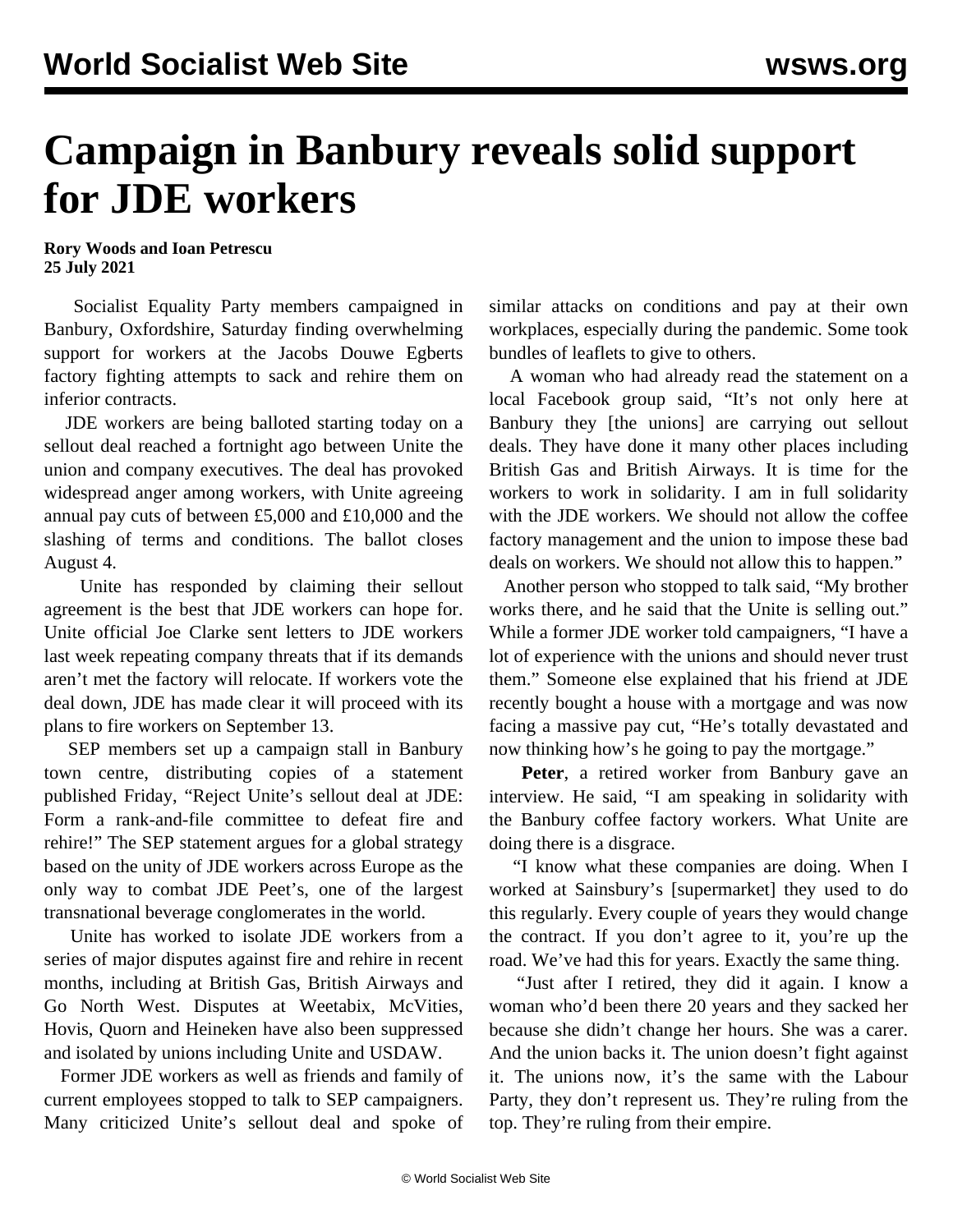# Campaign in Banbury reveals solid support for JDE workers

**Rory Woods and Ioan Petrescu**
**25 July 2021**

Socialist Equality Party members campaigned in Banbury, Oxfordshire, Saturday finding overwhelming support for workers at the Jacobs Douwe Egberts factory fighting attempts to sack and rehire them on inferior contracts.

JDE workers are being balloted starting today on a sellout deal reached a fortnight ago between Unite the union and company executives. The deal has provoked widespread anger among workers, with Unite agreeing annual pay cuts of between £5,000 and £10,000 and the slashing of terms and conditions. The ballot closes August 4.

Unite has responded by claiming their sellout agreement is the best that JDE workers can hope for. Unite official Joe Clarke sent letters to JDE workers last week repeating company threats that if its demands aren't met the factory will relocate. If workers vote the deal down, JDE has made clear it will proceed with its plans to fire workers on September 13.

SEP members set up a campaign stall in Banbury town centre, distributing copies of a statement published Friday, "Reject Unite's sellout deal at JDE: Form a rank-and-file committee to defeat fire and rehire!" The SEP statement argues for a global strategy based on the unity of JDE workers across Europe as the only way to combat JDE Peet's, one of the largest transnational beverage conglomerates in the world.

Unite has worked to isolate JDE workers from a series of major disputes against fire and rehire in recent months, including at British Gas, British Airways and Go North West. Disputes at Weetabix, McVities, Hovis, Quorn and Heineken have also been suppressed and isolated by unions including Unite and USDAW.

Former JDE workers as well as friends and family of current employees stopped to talk to SEP campaigners. Many criticized Unite's sellout deal and spoke of similar attacks on conditions and pay at their own workplaces, especially during the pandemic. Some took bundles of leaflets to give to others.

A woman who had already read the statement on a local Facebook group said, "It's not only here at Banbury they [the unions] are carrying out sellout deals. They have done it many other places including British Gas and British Airways. It is time for the workers to work in solidarity. I am in full solidarity with the JDE workers. We should not allow the coffee factory management and the union to impose these bad deals on workers. We should not allow this to happen."

Another person who stopped to talk said, "My brother works there, and he said that the Unite is selling out." While a former JDE worker told campaigners, "I have a lot of experience with the unions and should never trust them." Someone else explained that his friend at JDE recently bought a house with a mortgage and was now facing a massive pay cut, "He's totally devastated and now thinking how's he going to pay the mortgage."

**Peter**, a retired worker from Banbury gave an interview. He said, "I am speaking in solidarity with the Banbury coffee factory workers. What Unite are doing there is a disgrace.

"I know what these companies are doing. When I worked at Sainsbury's [supermarket] they used to do this regularly. Every couple of years they would change the contract. If you don't agree to it, you're up the road. We've had this for years. Exactly the same thing.

"Just after I retired, they did it again. I know a woman who'd been there 20 years and they sacked her because she didn't change her hours. She was a carer. And the union backs it. The union doesn't fight against it. The unions now, it's the same with the Labour Party, they don't represent us. They're ruling from the top. They're ruling from their empire.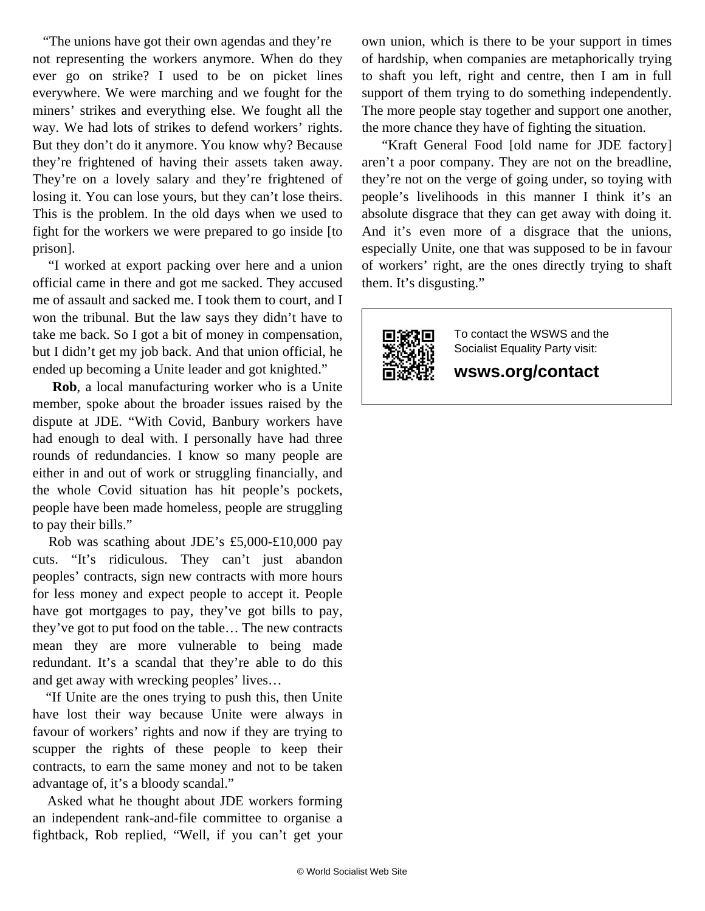"The unions have got their own agendas and they're not representing the workers anymore. When do they ever go on strike? I used to be on picket lines everywhere. We were marching and we fought for the miners' strikes and everything else. We fought all the way. We had lots of strikes to defend workers' rights. But they don't do it anymore. You know why? Because they're frightened of having their assets taken away. They're on a lovely salary and they're frightened of losing it. You can lose yours, but they can't lose theirs. This is the problem. In the old days when we used to fight for the workers we were prepared to go inside [to prison].

"I worked at export packing over here and a union official came in there and got me sacked. They accused me of assault and sacked me. I took them to court, and I won the tribunal. But the law says they didn't have to take me back. So I got a bit of money in compensation, but I didn't get my job back. And that union official, he ended up becoming a Unite leader and got knighted."

**Rob**, a local manufacturing worker who is a Unite member, spoke about the broader issues raised by the dispute at JDE. "With Covid, Banbury workers have had enough to deal with. I personally have had three rounds of redundancies. I know so many people are either in and out of work or struggling financially, and the whole Covid situation has hit people's pockets, people have been made homeless, people are struggling to pay their bills."

Rob was scathing about JDE's £5,000-£10,000 pay cuts. "It's ridiculous. They can't just abandon peoples' contracts, sign new contracts with more hours for less money and expect people to accept it. People have got mortgages to pay, they've got bills to pay, they've got to put food on the table… The new contracts mean they are more vulnerable to being made redundant. It's a scandal that they're able to do this and get away with wrecking peoples' lives…

"If Unite are the ones trying to push this, then Unite have lost their way because Unite were always in favour of workers' rights and now if they are trying to scupper the rights of these people to keep their contracts, to earn the same money and not to be taken advantage of, it's a bloody scandal."

Asked what he thought about JDE workers forming an independent rank-and-file committee to organise a fightback, Rob replied, "Well, if you can't get your own union, which is there to be your support in times of hardship, when companies are metaphorically trying to shaft you left, right and centre, then I am in full support of them trying to do something independently. The more people stay together and support one another, the more chance they have of fighting the situation.

"Kraft General Food [old name for JDE factory] aren't a poor company. They are not on the breadline, they're not on the verge of going under, so toying with people's livelihoods in this manner I think it's an absolute disgrace that they can get away with doing it. And it's even more of a disgrace that the unions, especially Unite, one that was supposed to be in favour of workers' right, are the ones directly trying to shaft them. It's disgusting."

To contact the WSWS and the Socialist Equality Party visit:

**wsws.org/contact**